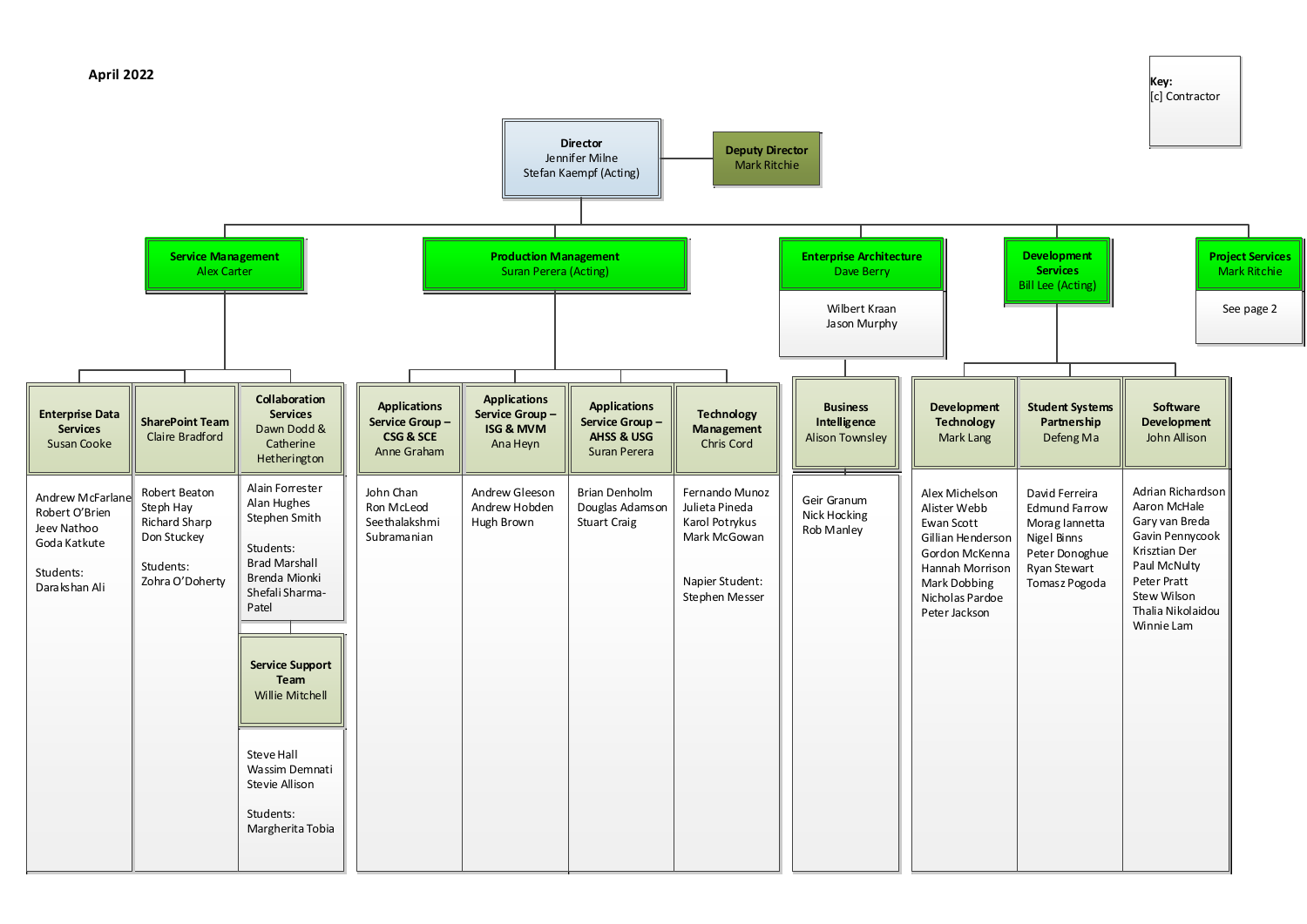**April 2022**

**Key:**
[c] Contractor

# Director
Jennifer Milne
Stefan Kaempf (Acting)

**Deputy Director**
Mark Ritchie

## Service Management
Alex Carter

### Enterprise Data Services
Susan Cooke

- Andrew McFarlane
- Robert O'Brien
- Jeev Nathoo
- Goda Katkute

Students:
- Darakshan Ali

### SharePoint Team
Claire Bradford

- Robert Beaton
- Steph Hay
- Richard Sharp
- Don Stuckey

Students:
- Zohra O'Doherty

### Collaboration Services
Dawn Dodd & Catherine Hetherington

- Alain Forrester
- Alan Hughes
- Stephen Smith

Students:
- Brad Marshall
- Brenda Mionki
- Shefali Sharma-Patel

#### Service Support Team
Willie Mitchell

- Steve Hall
- Wassim Demnati
- Stevie Allison

Students:
- Margherita Tobia

## Production Management
Suran Perera (Acting)

### Applications Service Group – CSG & SCE
Anne Graham

- John Chan
- Ron McLeod
- Seethalakshmi Subramanian

### Applications Service Group – ISG & MVM
Ana Heyn

- Andrew Gleeson
- Andrew Hobden
- Hugh Brown

### Applications Service Group – AHSS & USG
Suran Perera

- Brian Denholm
- Douglas Adamson
- Stuart Craig

### Technology Management
Chris Cord

- Fernando Munoz
- Julieta Pineda
- Karol Potrykus
- Mark McGowan

Napier Student:
- Stephen Messer

## Enterprise Architecture
Dave Berry

- Wilbert Kraan
- Jason Murphy

### Business Intelligence
Alison Townsley

- Geir Granum
- Nick Hocking
- Rob Manley

## Development Services
Bill Lee (Acting)

### Development Technology
Mark Lang

- Alex Michelson
- Alister Webb
- Ewan Scott
- Gillian Henderson
- Gordon McKenna
- Hannah Morrison
- Mark Dobbing
- Nicholas Pardoe
- Peter Jackson

### Student Systems Partnership
Defeng Ma

- David Ferreira
- Edmund Farrow
- Morag Iannetta
- Nigel Binns
- Peter Donoghue
- Ryan Stewart
- Tomasz Pogoda

### Software Development
John Allison

- Adrian Richardson
- Aaron McHale
- Gary van Breda
- Gavin Pennycook
- Krisztian Der
- Paul McNulty
- Peter Pratt
- Stew Wilson
- Thalia Nikolaidou
- Winnie Lam

## Project Services
Mark Ritchie

See page 2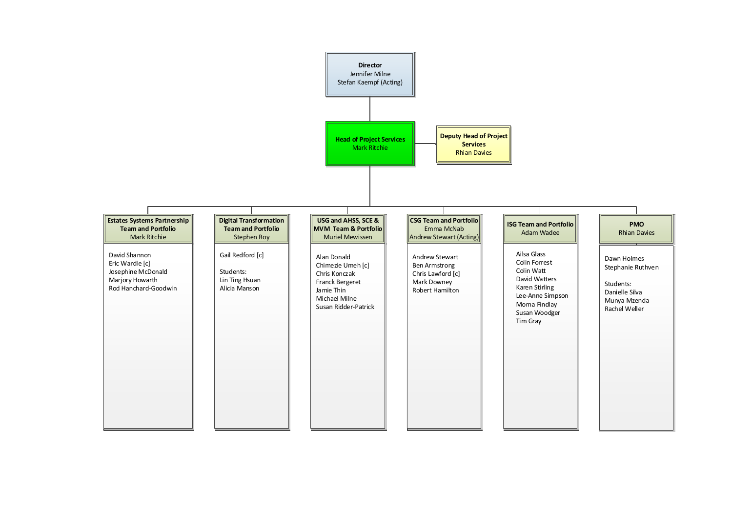**Director**
Jennifer Milne
Stefan Kaempf (Acting)

**Head of Project Services**
Mark Ritchie

**Deputy Head of Project Services**
Rhian Davies

**Estates Systems Partnership Team and Portfolio**
Mark Ritchie

- David Shannon
- Eric Wardle [c]
- Josephine McDonald
- Marjory Howarth
- Rod Hanchard-Goodwin

**Digital Transformation Team and Portfolio**
Stephen Roy

- Gail Redford [c]

Students:

- Lin Ting Hsuan
- Alicia Manson

**USG and AHSS, SCE & MVM Team & Portfolio**
Muriel Mewissen

- Alan Donald
- Chimezie Umeh [c]
- Chris Konczak
- Franck Bergeret
- Jamie Thin
- Michael Milne
- Susan Ridder-Patrick

**CSG Team and Portfolio**
Emma McNab
Andrew Stewart (Acting)

- Andrew Stewart
- Ben Armstrong
- Chris Lawford [c]
- Mark Downey
- Robert Hamilton

**ISG Team and Portfolio**
Adam Wadee

- Ailsa Glass
- Colin Forrest
- Colin Watt
- David Watters
- Karen Stirling
- Lee-Anne Simpson
- Morna Findlay
- Susan Woodger
- Tim Gray

**PMO**
Rhian Davies

- Dawn Holmes
- Stephanie Ruthven

Students:

- Danielle Silva
- Munya Mzenda
- Rachel Weller